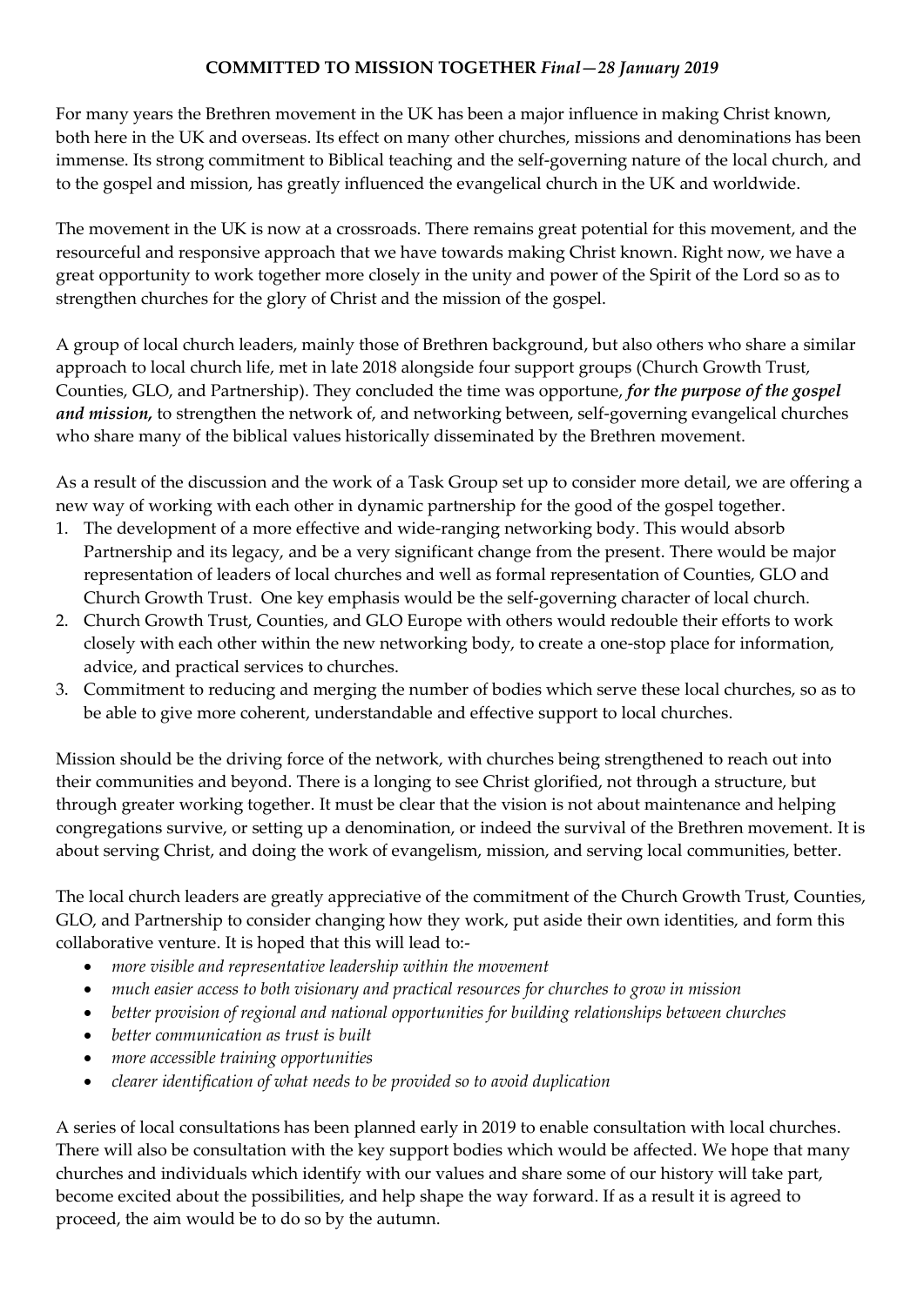**COMMITTED TO MISSION TOGETHER** *Final—28 January 2019*

For many years the Brethren movement in the UK has been a major influence in making Christ known, both here in the UK and overseas. Its effect on many other churches, missions and denominations has been immense. Its strong commitment to Biblical teaching and the self-governing nature of the local church, and to the gospel and mission, has greatly influenced the evangelical church in the UK and worldwide.

The movement in the UK is now at a crossroads. There remains great potential for this movement, and the resourceful and responsive approach that we have towards making Christ known. Right now, we have a great opportunity to work together more closely in the unity and power of the Spirit of the Lord so as to strengthen churches for the glory of Christ and the mission of the gospel.

A group of local church leaders, mainly those of Brethren background, but also others who share a similar approach to local church life, met in late 2018 alongside four support groups (Church Growth Trust, Counties, GLO, and Partnership). They concluded the time was opportune, ***for the purpose of the gospel and mission,*** to strengthen the network of, and networking between, self-governing evangelical churches who share many of the biblical values historically disseminated by the Brethren movement.

As a result of the discussion and the work of a Task Group set up to consider more detail, we are offering a new way of working with each other in dynamic partnership for the good of the gospel together.

1. The development of a more effective and wide-ranging networking body. This would absorb Partnership and its legacy, and be a very significant change from the present. There would be major representation of leaders of local churches and well as formal representation of Counties, GLO and Church Growth Trust. One key emphasis would be the self-governing character of local church.
2. Church Growth Trust, Counties, and GLO Europe with others would redouble their efforts to work closely with each other within the new networking body, to create a one-stop place for information, advice, and practical services to churches.
3. Commitment to reducing and merging the number of bodies which serve these local churches, so as to be able to give more coherent, understandable and effective support to local churches.

Mission should be the driving force of the network, with churches being strengthened to reach out into their communities and beyond. There is a longing to see Christ glorified, not through a structure, but through greater working together. It must be clear that the vision is not about maintenance and helping congregations survive, or setting up a denomination, or indeed the survival of the Brethren movement. It is about serving Christ, and doing the work of evangelism, mission, and serving local communities, better.

The local church leaders are greatly appreciative of the commitment of the Church Growth Trust, Counties, GLO, and Partnership to consider changing how they work, put aside their own identities, and form this collaborative venture. It is hoped that this will lead to:-

- *more visible and representative leadership within the movement*
- *much easier access to both visionary and practical resources for churches to grow in mission*
- *better provision of regional and national opportunities for building relationships between churches*
- *better communication as trust is built*
- *more accessible training opportunities*
- *clearer identification of what needs to be provided so to avoid duplication*

A series of local consultations has been planned early in 2019 to enable consultation with local churches. There will also be consultation with the key support bodies which would be affected. We hope that many churches and individuals which identify with our values and share some of our history will take part, become excited about the possibilities, and help shape the way forward. If as a result it is agreed to proceed, the aim would be to do so by the autumn.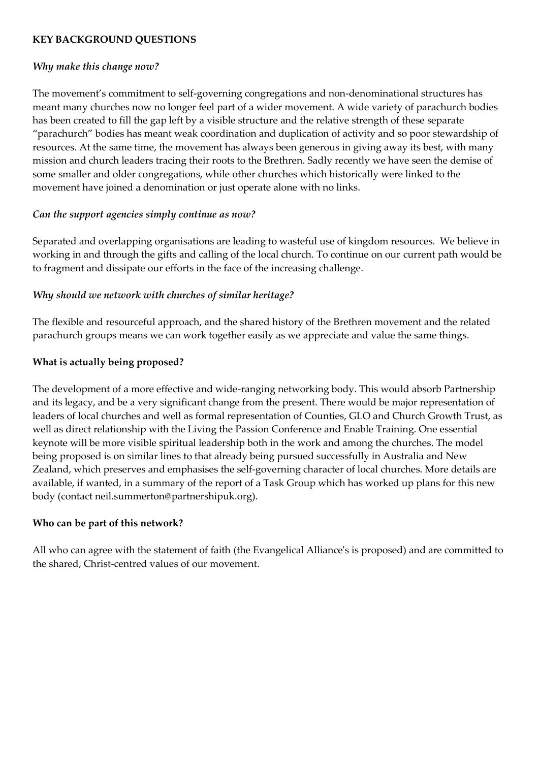**KEY BACKGROUND QUESTIONS**

*Why make this change now?*

The movement's commitment to self-governing congregations and non-denominational structures has meant many churches now no longer feel part of a wider movement. A wide variety of parachurch bodies has been created to fill the gap left by a visible structure and the relative strength of these separate "parachurch" bodies has meant weak coordination and duplication of activity and so poor stewardship of resources. At the same time, the movement has always been generous in giving away its best, with many mission and church leaders tracing their roots to the Brethren. Sadly recently we have seen the demise of some smaller and older congregations, while other churches which historically were linked to the movement have joined a denomination or just operate alone with no links.

***Can the support agencies simply continue as now?***

Separated and overlapping organisations are leading to wasteful use of kingdom resources. We believe in working in and through the gifts and calling of the local church. To continue on our current path would be to fragment and dissipate our efforts in the face of the increasing challenge.

*Why should we network with churches of similar heritage?*

The flexible and resourceful approach, and the shared history of the Brethren movement and the related parachurch groups means we can work together easily as we appreciate and value the same things.

**What is actually being proposed?**

The development of a more effective and wide-ranging networking body. This would absorb Partnership and its legacy, and be a very significant change from the present. There would be major representation of leaders of local churches and well as formal representation of Counties, GLO and Church Growth Trust, as well as direct relationship with the Living the Passion Conference and Enable Training. One essential keynote will be more visible spiritual leadership both in the work and among the churches. The model being proposed is on similar lines to that already being pursued successfully in Australia and New Zealand, which preserves and emphasises the self-governing character of local churches. More details are available, if wanted, in a summary of the report of a Task Group which has worked up plans for this new body (contact neil.summerton@partnershipuk.org).

**Who can be part of this network?**

All who can agree with the statement of faith (the Evangelical Alliance's is proposed) and are committed to the shared, Christ-centred values of our movement.